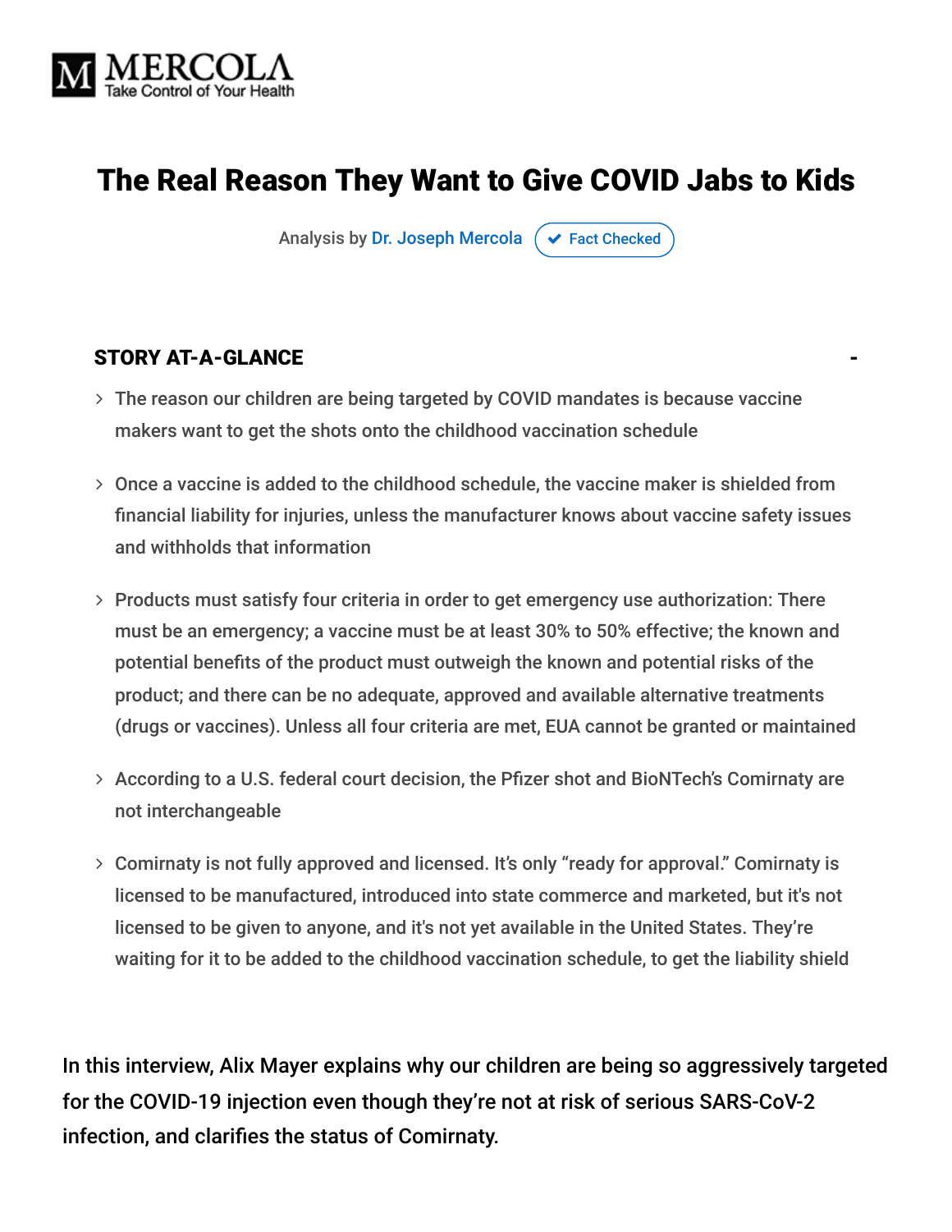MERCOLA
Take Control of Your Health

# The Real Reason They Want to Give COVID Jabs to Kids

Analysis by Dr. Joseph Mercola  Fact Checked

## STORY AT-A-GLANCE

- The reason our children are being targeted by COVID mandates is because vaccine makers want to get the shots onto the childhood vaccination schedule
- Once a vaccine is added to the childhood schedule, the vaccine maker is shielded from financial liability for injuries, unless the manufacturer knows about vaccine safety issues and withholds that information
- Products must satisfy four criteria in order to get emergency use authorization: There must be an emergency; a vaccine must be at least 30% to 50% effective; the known and potential benefits of the product must outweigh the known and potential risks of the product; and there can be no adequate, approved and available alternative treatments (drugs or vaccines). Unless all four criteria are met, EUA cannot be granted or maintained
- According to a U.S. federal court decision, the Pfizer shot and BioNTech's Comirnaty are not interchangeable
- Comirnaty is not fully approved and licensed. It's only "ready for approval." Comirnaty is licensed to be manufactured, introduced into state commerce and marketed, but it's not licensed to be given to anyone, and it's not yet available in the United States. They're waiting for it to be added to the childhood vaccination schedule, to get the liability shield

In this interview, Alix Mayer explains why our children are being so aggressively targeted for the COVID-19 injection even though they're not at risk of serious SARS-CoV-2 infection, and clarifies the status of Comirnaty.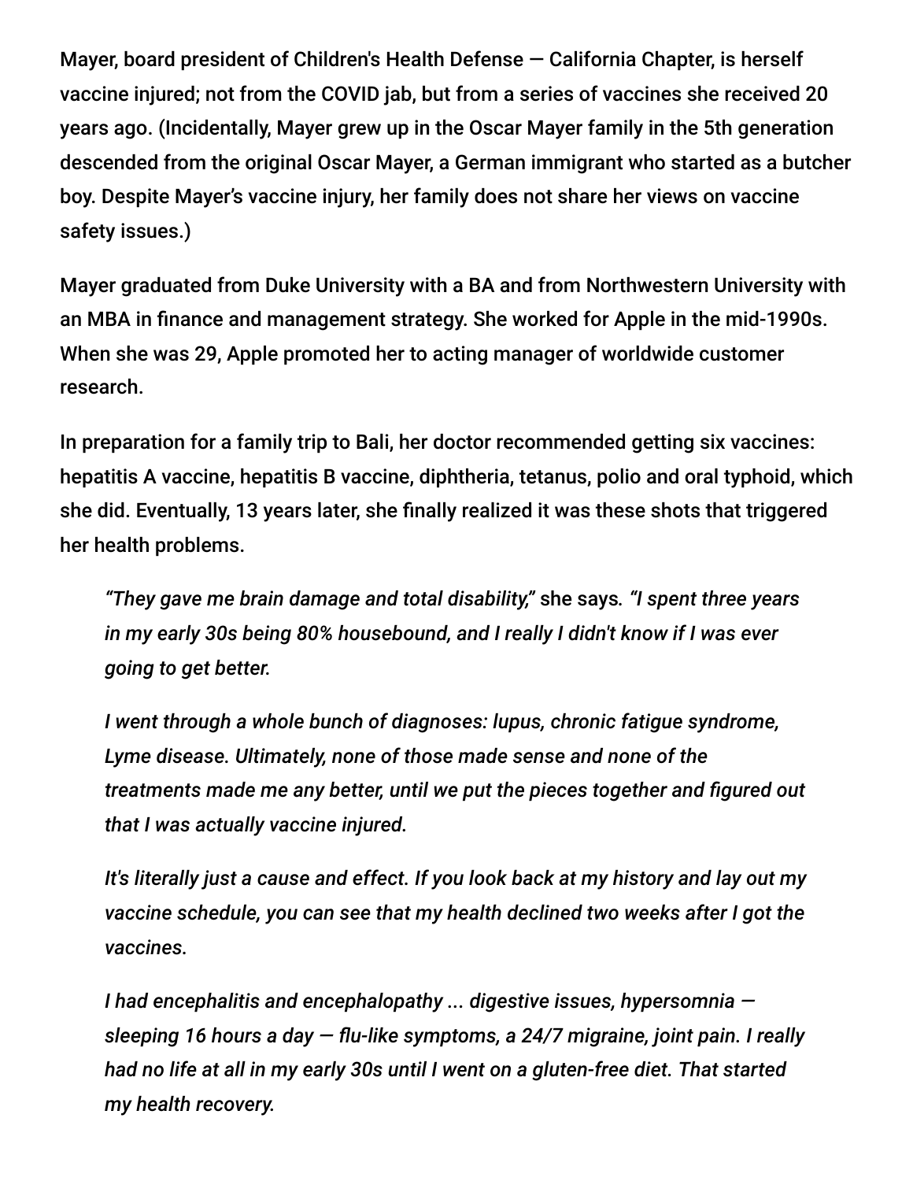Mayer, board president of Children's Health Defense — California Chapter, is herself vaccine injured; not from the COVID jab, but from a series of vaccines she received 20 years ago. (Incidentally, Mayer grew up in the Oscar Mayer family in the 5th generation descended from the original Oscar Mayer, a German immigrant who started as a butcher boy. Despite Mayer's vaccine injury, her family does not share her views on vaccine safety issues.)

Mayer graduated from Duke University with a BA and from Northwestern University with an MBA in finance and management strategy. She worked for Apple in the mid-1990s. When she was 29, Apple promoted her to acting manager of worldwide customer research.

In preparation for a family trip to Bali, her doctor recommended getting six vaccines: hepatitis A vaccine, hepatitis B vaccine, diphtheria, tetanus, polio and oral typhoid, which she did. Eventually, 13 years later, she finally realized it was these shots that triggered her health problems.

> *"They gave me brain damage and total disability,"* she says. *"I spent three years in my early 30s being 80% housebound, and I really I didn't know if I was ever going to get better.*
>
> *I went through a whole bunch of diagnoses: lupus, chronic fatigue syndrome, Lyme disease. Ultimately, none of those made sense and none of the treatments made me any better, until we put the pieces together and figured out that I was actually vaccine injured.*
>
> *It's literally just a cause and effect. If you look back at my history and lay out my vaccine schedule, you can see that my health declined two weeks after I got the vaccines.*
>
> *I had encephalitis and encephalopathy ... digestive issues, hypersomnia — sleeping 16 hours a day — flu-like symptoms, a 24/7 migraine, joint pain. I really had no life at all in my early 30s until I went on a gluten-free diet. That started my health recovery.*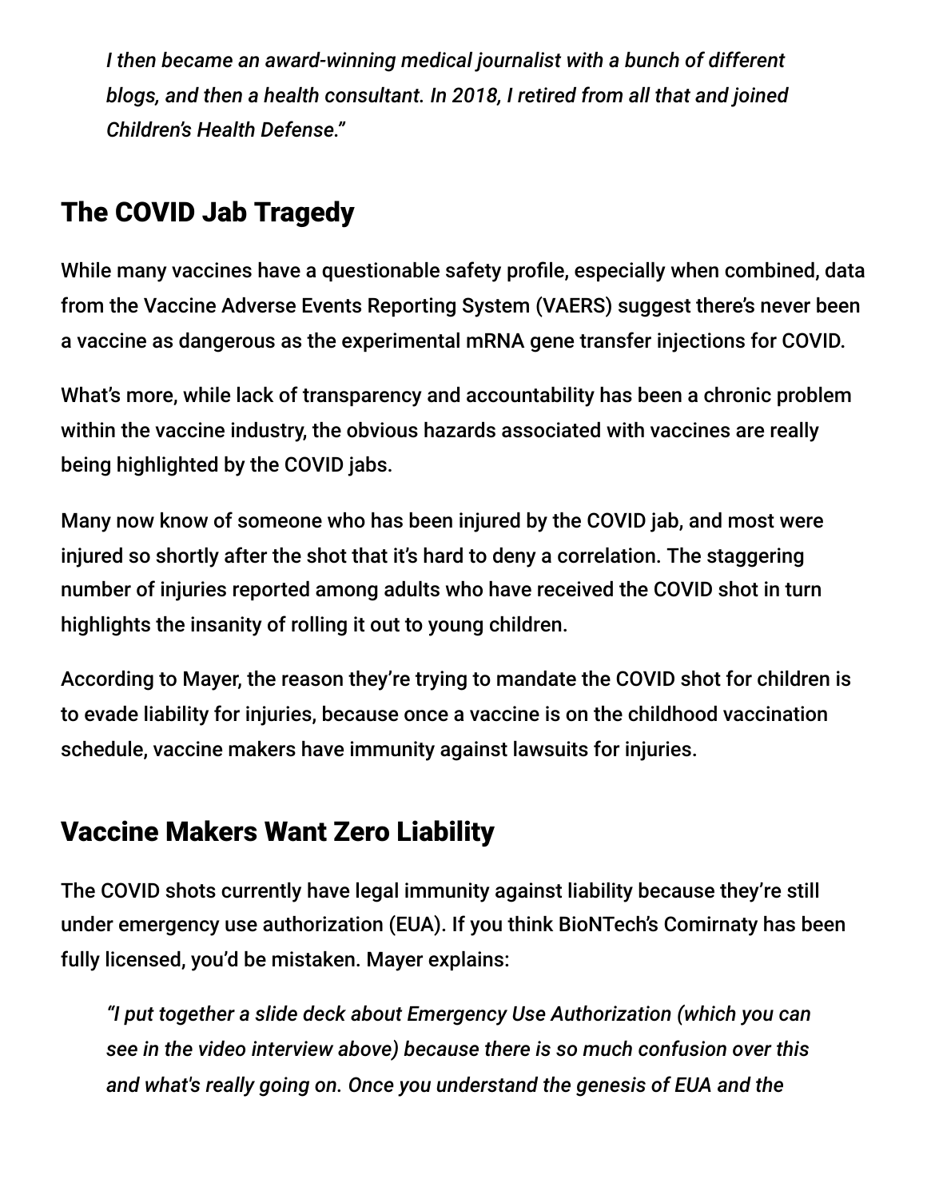> *I then became an award-winning medical journalist with a bunch of different blogs, and then a health consultant. In 2018, I retired from all that and joined Children's Health Defense."*

## The COVID Jab Tragedy

While many vaccines have a questionable safety profile, especially when combined, data from the Vaccine Adverse Events Reporting System (VAERS) suggest there's never been a vaccine as dangerous as the experimental mRNA gene transfer injections for COVID.

What's more, while lack of transparency and accountability has been a chronic problem within the vaccine industry, the obvious hazards associated with vaccines are really being highlighted by the COVID jabs.

Many now know of someone who has been injured by the COVID jab, and most were injured so shortly after the shot that it's hard to deny a correlation. The staggering number of injuries reported among adults who have received the COVID shot in turn highlights the insanity of rolling it out to young children.

According to Mayer, the reason they're trying to mandate the COVID shot for children is to evade liability for injuries, because once a vaccine is on the childhood vaccination schedule, vaccine makers have immunity against lawsuits for injuries.

## Vaccine Makers Want Zero Liability

The COVID shots currently have legal immunity against liability because they're still under emergency use authorization (EUA). If you think BioNTech's Comirnaty has been fully licensed, you'd be mistaken. Mayer explains:

> *"I put together a slide deck about Emergency Use Authorization (which you can see in the video interview above) because there is so much confusion over this and what's really going on. Once you understand the genesis of EUA and the*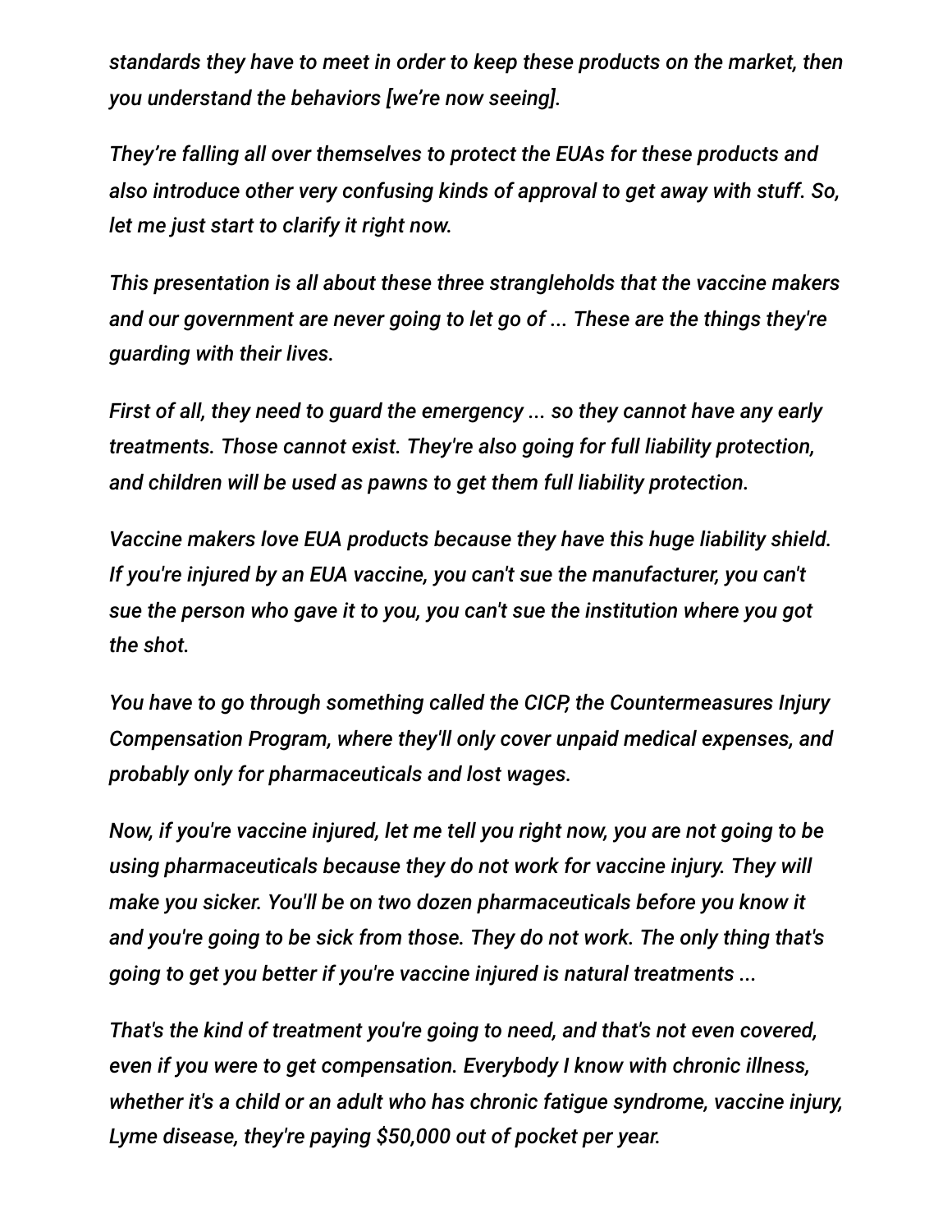*standards they have to meet in order to keep these products on the market, then you understand the behaviors [we're now seeing].*

*They're falling all over themselves to protect the EUAs for these products and also introduce other very confusing kinds of approval to get away with stuff. So, let me just start to clarify it right now.*

*This presentation is all about these three strangleholds that the vaccine makers and our government are never going to let go of ... These are the things they're guarding with their lives.*

*First of all, they need to guard the emergency ... so they cannot have any early treatments. Those cannot exist. They're also going for full liability protection, and children will be used as pawns to get them full liability protection.*

*Vaccine makers love EUA products because they have this huge liability shield. If you're injured by an EUA vaccine, you can't sue the manufacturer, you can't sue the person who gave it to you, you can't sue the institution where you got the shot.*

*You have to go through something called the CICP, the Countermeasures Injury Compensation Program, where they'll only cover unpaid medical expenses, and probably only for pharmaceuticals and lost wages.*

*Now, if you're vaccine injured, let me tell you right now, you are not going to be using pharmaceuticals because they do not work for vaccine injury. They will make you sicker. You'll be on two dozen pharmaceuticals before you know it and you're going to be sick from those. They do not work. The only thing that's going to get you better if you're vaccine injured is natural treatments ...*

*That's the kind of treatment you're going to need, and that's not even covered, even if you were to get compensation. Everybody I know with chronic illness, whether it's a child or an adult who has chronic fatigue syndrome, vaccine injury, Lyme disease, they're paying $50,000 out of pocket per year.*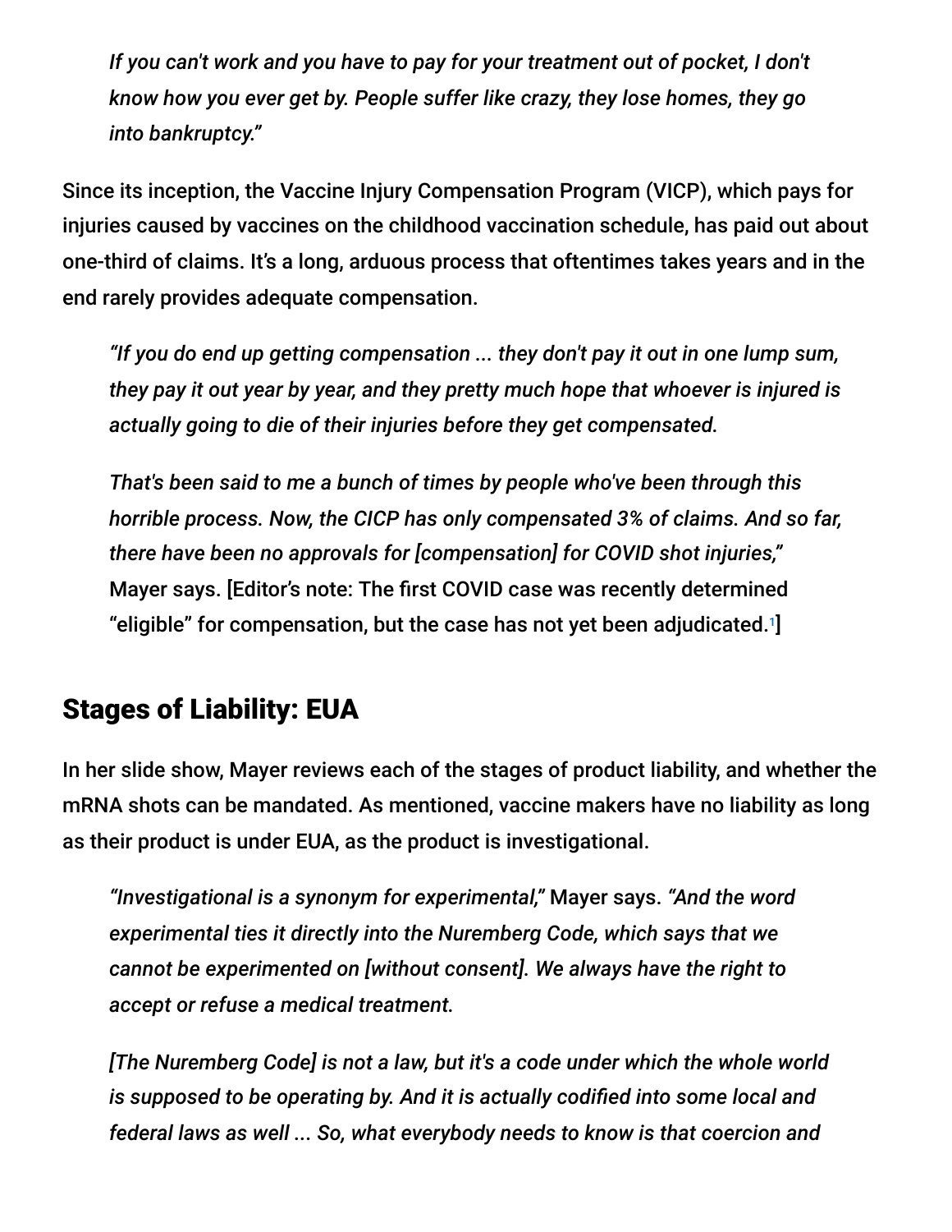*If you can't work and you have to pay for your treatment out of pocket, I don't know how you ever get by. People suffer like crazy, they lose homes, they go into bankruptcy."*

Since its inception, the Vaccine Injury Compensation Program (VICP), which pays for injuries caused by vaccines on the childhood vaccination schedule, has paid out about one-third of claims. It's a long, arduous process that oftentimes takes years and in the end rarely provides adequate compensation.

> *"If you do end up getting compensation ... they don't pay it out in one lump sum, they pay it out year by year, and they pretty much hope that whoever is injured is actually going to die of their injuries before they get compensated.*
>
> *That's been said to me a bunch of times by people who've been through this horrible process. Now, the CICP has only compensated 3% of claims. And so far, there have been no approvals for [compensation] for COVID shot injuries,"* Mayer says. [Editor's note: The first COVID case was recently determined "eligible" for compensation, but the case has not yet been adjudicated.[1]]

## Stages of Liability: EUA

In her slide show, Mayer reviews each of the stages of product liability, and whether the mRNA shots can be mandated. As mentioned, vaccine makers have no liability as long as their product is under EUA, as the product is investigational.

> *"Investigational is a synonym for experimental,"* Mayer says. *"And the word experimental ties it directly into the Nuremberg Code, which says that we cannot be experimented on [without consent]. We always have the right to accept or refuse a medical treatment.*
>
> *[The Nuremberg Code] is not a law, but it's a code under which the whole world is supposed to be operating by. And it is actually codified into some local and federal laws as well ... So, what everybody needs to know is that coercion and*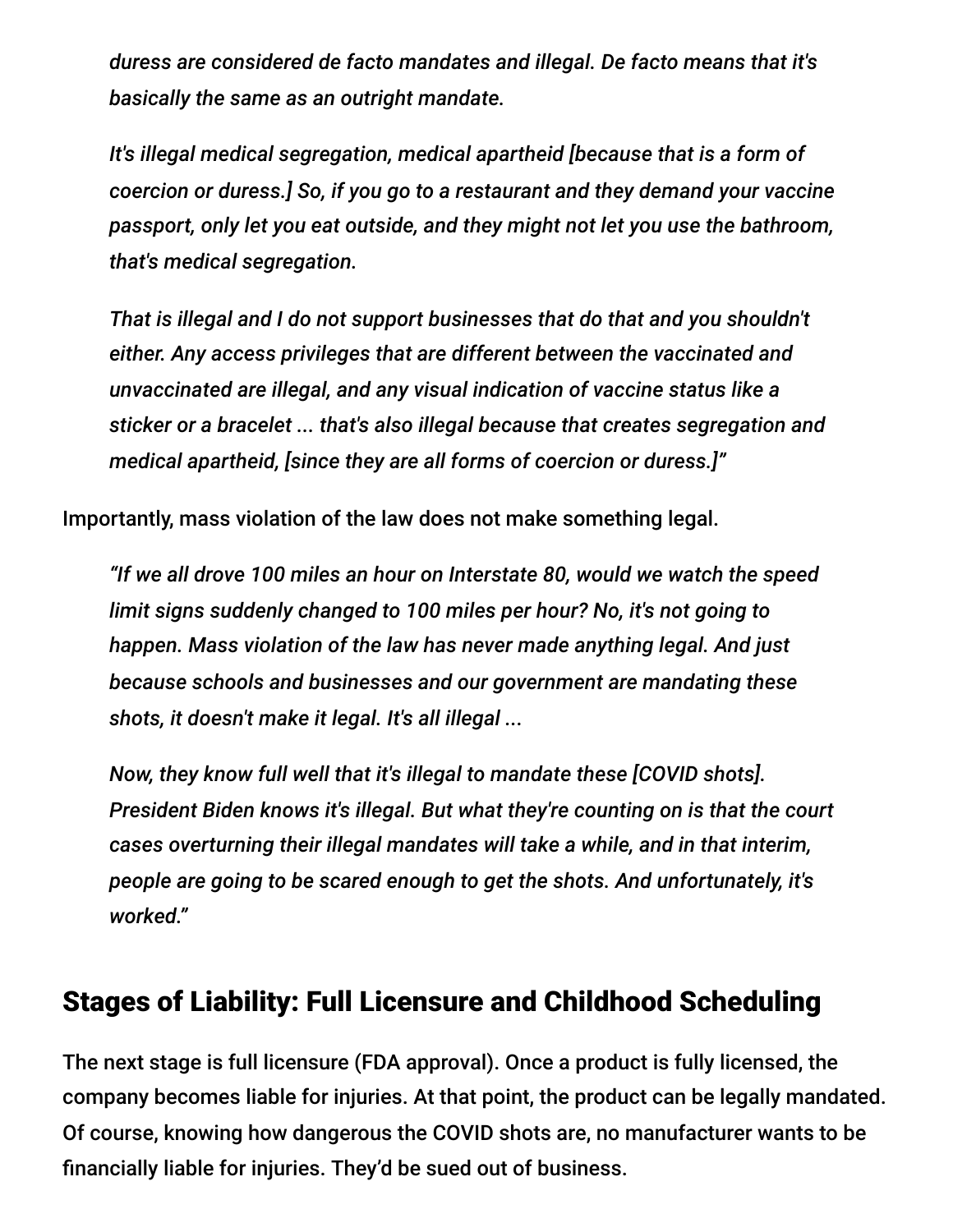*duress are considered de facto mandates and illegal. De facto means that it's basically the same as an outright mandate.*

*It's illegal medical segregation, medical apartheid [because that is a form of coercion or duress.] So, if you go to a restaurant and they demand your vaccine passport, only let you eat outside, and they might not let you use the bathroom, that's medical segregation.*

*That is illegal and I do not support businesses that do that and you shouldn't either. Any access privileges that are different between the vaccinated and unvaccinated are illegal, and any visual indication of vaccine status like a sticker or a bracelet ... that's also illegal because that creates segregation and medical apartheid, [since they are all forms of coercion or duress.]"*

Importantly, mass violation of the law does not make something legal.

*"If we all drove 100 miles an hour on Interstate 80, would we watch the speed limit signs suddenly changed to 100 miles per hour? No, it's not going to happen. Mass violation of the law has never made anything legal. And just because schools and businesses and our government are mandating these shots, it doesn't make it legal. It's all illegal ...*

*Now, they know full well that it's illegal to mandate these [COVID shots]. President Biden knows it's illegal. But what they're counting on is that the court cases overturning their illegal mandates will take a while, and in that interim, people are going to be scared enough to get the shots. And unfortunately, it's worked."*

## Stages of Liability: Full Licensure and Childhood Scheduling

The next stage is full licensure (FDA approval). Once a product is fully licensed, the company becomes liable for injuries. At that point, the product can be legally mandated. Of course, knowing how dangerous the COVID shots are, no manufacturer wants to be financially liable for injuries. They'd be sued out of business.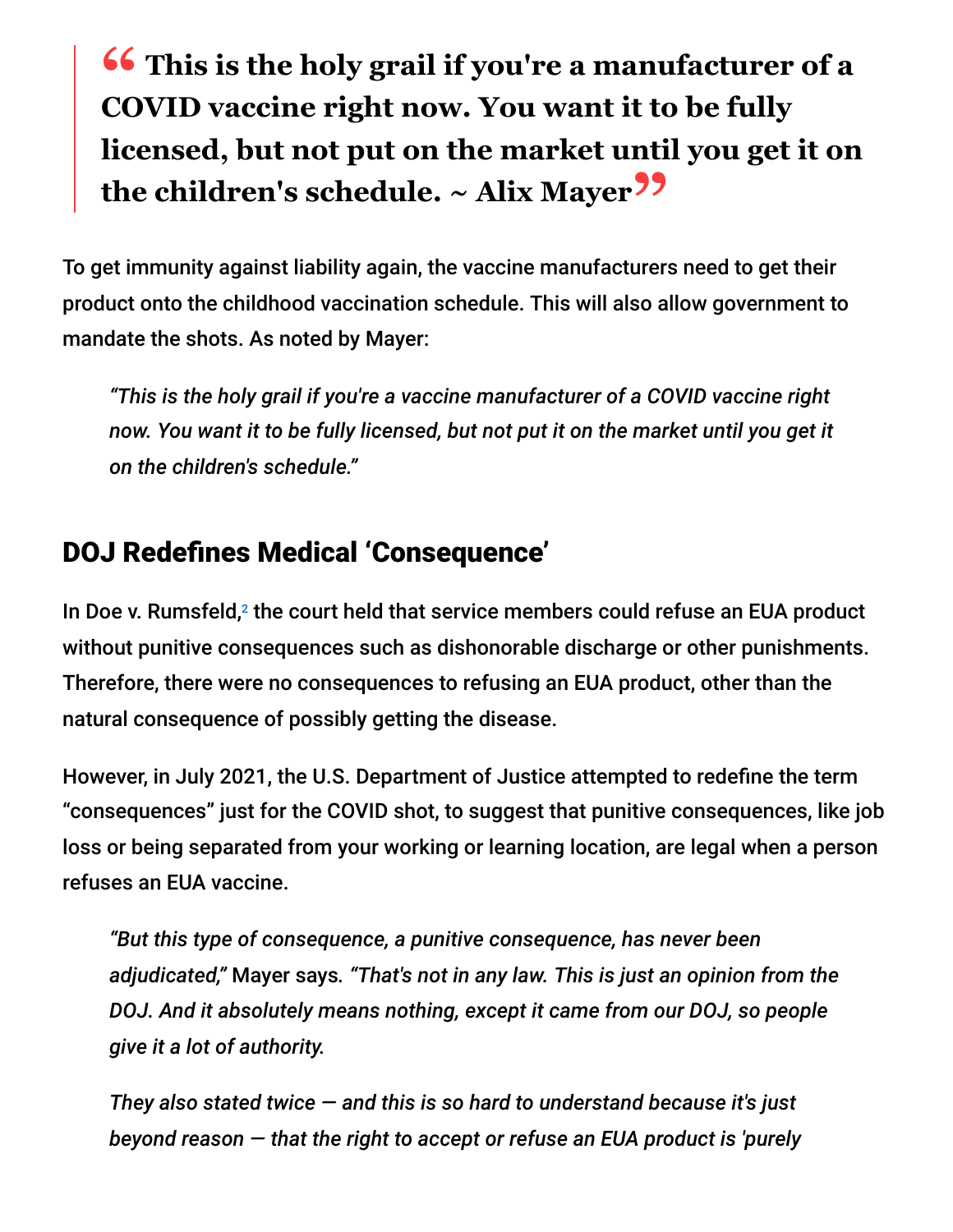> **This is the holy grail if you're a manufacturer of a COVID vaccine right now. You want it to be fully licensed, but not put on the market until you get it on the children's schedule. ~ Alix Mayer**

To get immunity against liability again, the vaccine manufacturers need to get their product onto the childhood vaccination schedule. This will also allow government to mandate the shots. As noted by Mayer:

> *"This is the holy grail if you're a vaccine manufacturer of a COVID vaccine right now. You want it to be fully licensed, but not put it on the market until you get it on the children's schedule."*

## DOJ Redefines Medical 'Consequence'

In Doe v. Rumsfeld,[2] the court held that service members could refuse an EUA product without punitive consequences such as dishonorable discharge or other punishments. Therefore, there were no consequences to refusing an EUA product, other than the natural consequence of possibly getting the disease.

However, in July 2021, the U.S. Department of Justice attempted to redefine the term "consequences" just for the COVID shot, to suggest that punitive consequences, like job loss or being separated from your working or learning location, are legal when a person refuses an EUA vaccine.

> *"But this type of consequence, a punitive consequence, has never been adjudicated,"* Mayer says. *"That's not in any law. This is just an opinion from the DOJ. And it absolutely means nothing, except it came from our DOJ, so people give it a lot of authority.*
>
> *They also stated twice — and this is so hard to understand because it's just beyond reason — that the right to accept or refuse an EUA product is 'purely*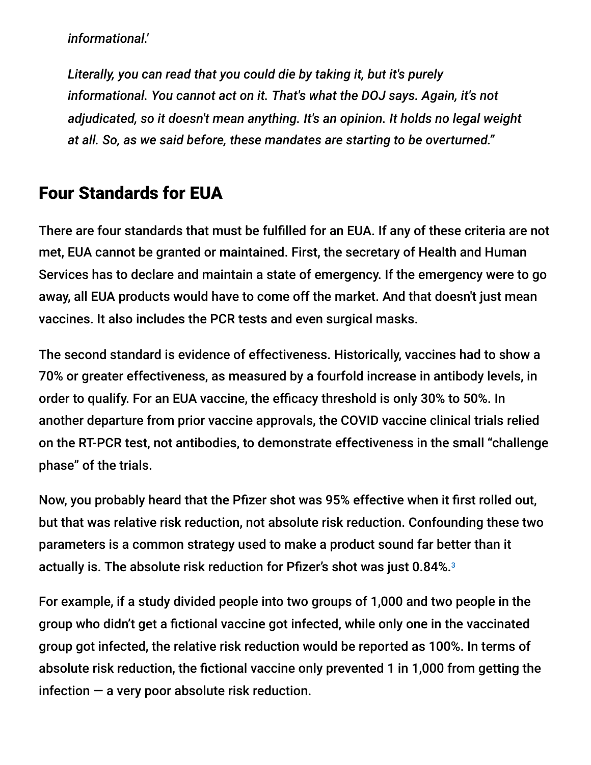*informational.'*

*Literally, you can read that you could die by taking it, but it's purely informational. You cannot act on it. That's what the DOJ says. Again, it's not adjudicated, so it doesn't mean anything. It's an opinion. It holds no legal weight at all. So, as we said before, these mandates are starting to be overturned."*

## Four Standards for EUA

There are four standards that must be fulfilled for an EUA. If any of these criteria are not met, EUA cannot be granted or maintained. First, the secretary of Health and Human Services has to declare and maintain a state of emergency. If the emergency were to go away, all EUA products would have to come off the market. And that doesn't just mean vaccines. It also includes the PCR tests and even surgical masks.

The second standard is evidence of effectiveness. Historically, vaccines had to show a 70% or greater effectiveness, as measured by a fourfold increase in antibody levels, in order to qualify. For an EUA vaccine, the efficacy threshold is only 30% to 50%. In another departure from prior vaccine approvals, the COVID vaccine clinical trials relied on the RT-PCR test, not antibodies, to demonstrate effectiveness in the small "challenge phase" of the trials.

Now, you probably heard that the Pfizer shot was 95% effective when it first rolled out, but that was relative risk reduction, not absolute risk reduction. Confounding these two parameters is a common strategy used to make a product sound far better than it actually is. The absolute risk reduction for Pfizer's shot was just 0.84%.[3]

For example, if a study divided people into two groups of 1,000 and two people in the group who didn't get a fictional vaccine got infected, while only one in the vaccinated group got infected, the relative risk reduction would be reported as 100%. In terms of absolute risk reduction, the fictional vaccine only prevented 1 in 1,000 from getting the infection — a very poor absolute risk reduction.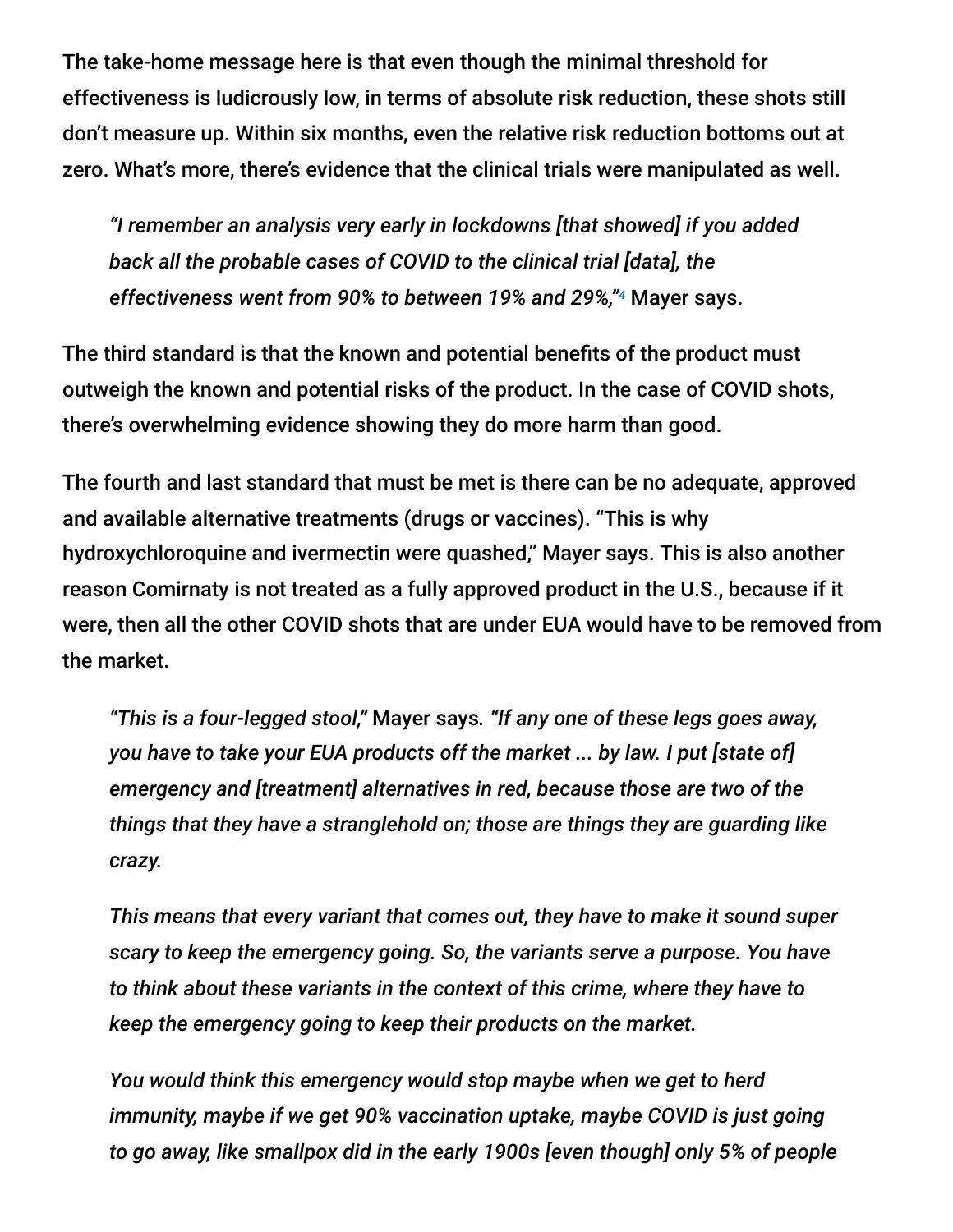The take-home message here is that even though the minimal threshold for effectiveness is ludicrously low, in terms of absolute risk reduction, these shots still don't measure up. Within six months, even the relative risk reduction bottoms out at zero. What's more, there's evidence that the clinical trials were manipulated as well.

> *"I remember an analysis very early in lockdowns [that showed] if you added back all the probable cases of COVID to the clinical trial [data], the effectiveness went from 90% to between 19% and 29%,"*[4] Mayer says.

The third standard is that the known and potential benefits of the product must outweigh the known and potential risks of the product. In the case of COVID shots, there's overwhelming evidence showing they do more harm than good.

The fourth and last standard that must be met is there can be no adequate, approved and available alternative treatments (drugs or vaccines). "This is why hydroxychloroquine and ivermectin were quashed," Mayer says. This is also another reason Comirnaty is not treated as a fully approved product in the U.S., because if it were, then all the other COVID shots that are under EUA would have to be removed from the market.

> *"This is a four-legged stool,"* Mayer says. *"If any one of these legs goes away, you have to take your EUA products off the market ... by law. I put [state of] emergency and [treatment] alternatives in red, because those are two of the things that they have a stranglehold on; those are things they are guarding like crazy.*
>
> *This means that every variant that comes out, they have to make it sound super scary to keep the emergency going. So, the variants serve a purpose. You have to think about these variants in the context of this crime, where they have to keep the emergency going to keep their products on the market.*
>
> *You would think this emergency would stop maybe when we get to herd immunity, maybe if we get 90% vaccination uptake, maybe COVID is just going to go away, like smallpox did in the early 1900s [even though] only 5% of people*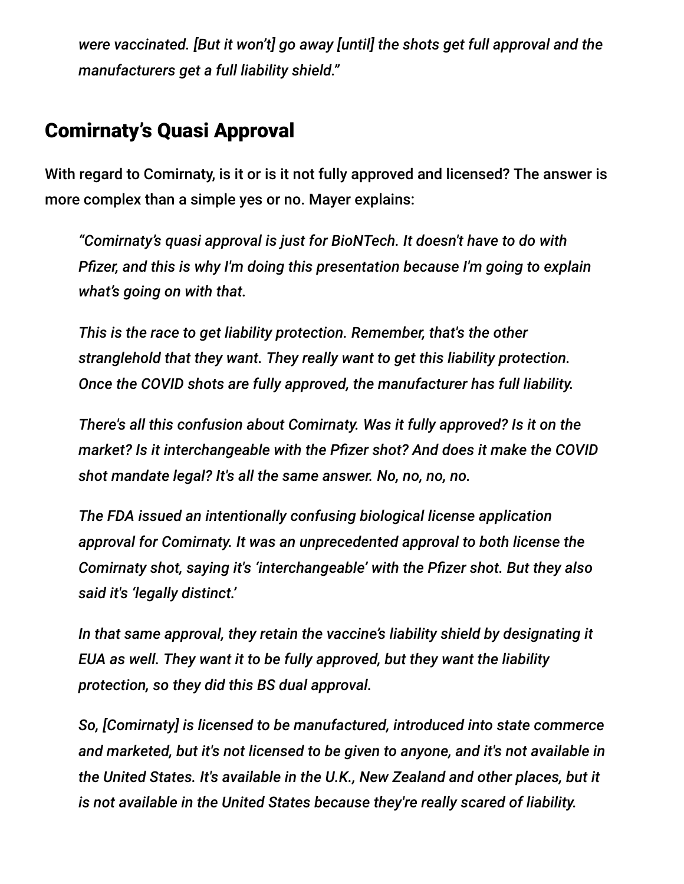*were vaccinated. [But it won't] go away [until] the shots get full approval and the manufacturers get a full liability shield."*

## Comirnaty's Quasi Approval

With regard to Comirnaty, is it or is it not fully approved and licensed? The answer is more complex than a simple yes or no. Mayer explains:

> *"Comirnaty's quasi approval is just for BioNTech. It doesn't have to do with Pfizer, and this is why I'm doing this presentation because I'm going to explain what's going on with that.*
>
> *This is the race to get liability protection. Remember, that's the other stranglehold that they want. They really want to get this liability protection. Once the COVID shots are fully approved, the manufacturer has full liability.*
>
> *There's all this confusion about Comirnaty. Was it fully approved? Is it on the market? Is it interchangeable with the Pfizer shot? And does it make the COVID shot mandate legal? It's all the same answer. No, no, no, no.*
>
> *The FDA issued an intentionally confusing biological license application approval for Comirnaty. It was an unprecedented approval to both license the Comirnaty shot, saying it's 'interchangeable' with the Pfizer shot. But they also said it's 'legally distinct.'*
>
> *In that same approval, they retain the vaccine's liability shield by designating it EUA as well. They want it to be fully approved, but they want the liability protection, so they did this BS dual approval.*
>
> *So, [Comirnaty] is licensed to be manufactured, introduced into state commerce and marketed, but it's not licensed to be given to anyone, and it's not available in the United States. It's available in the U.K., New Zealand and other places, but it is not available in the United States because they're really scared of liability.*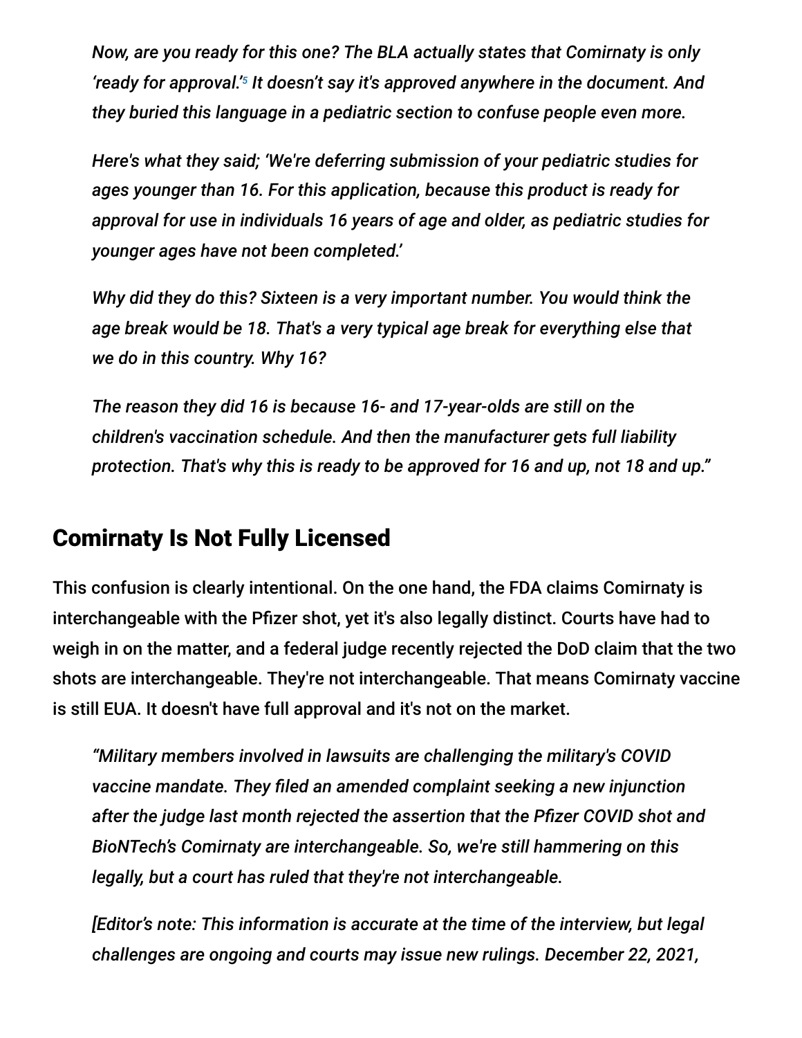*Now, are you ready for this one? The BLA actually states that Comirnaty is only 'ready for approval.'[5] It doesn't say it's approved anywhere in the document. And they buried this language in a pediatric section to confuse people even more.*

*Here's what they said; 'We're deferring submission of your pediatric studies for ages younger than 16. For this application, because this product is ready for approval for use in individuals 16 years of age and older, as pediatric studies for younger ages have not been completed.'*

*Why did they do this? Sixteen is a very important number. You would think the age break would be 18. That's a very typical age break for everything else that we do in this country. Why 16?*

*The reason they did 16 is because 16- and 17-year-olds are still on the children's vaccination schedule. And then the manufacturer gets full liability protection. That's why this is ready to be approved for 16 and up, not 18 and up."*

## Comirnaty Is Not Fully Licensed

This confusion is clearly intentional. On the one hand, the FDA claims Comirnaty is interchangeable with the Pfizer shot, yet it's also legally distinct. Courts have had to weigh in on the matter, and a federal judge recently rejected the DoD claim that the two shots are interchangeable. They're not interchangeable. That means Comirnaty vaccine is still EUA. It doesn't have full approval and it's not on the market.

*"Military members involved in lawsuits are challenging the military's COVID vaccine mandate. They filed an amended complaint seeking a new injunction after the judge last month rejected the assertion that the Pfizer COVID shot and BioNTech's Comirnaty are interchangeable. So, we're still hammering on this legally, but a court has ruled that they're not interchangeable.*

*[Editor's note: This information is accurate at the time of the interview, but legal challenges are ongoing and courts may issue new rulings. December 22, 2021,*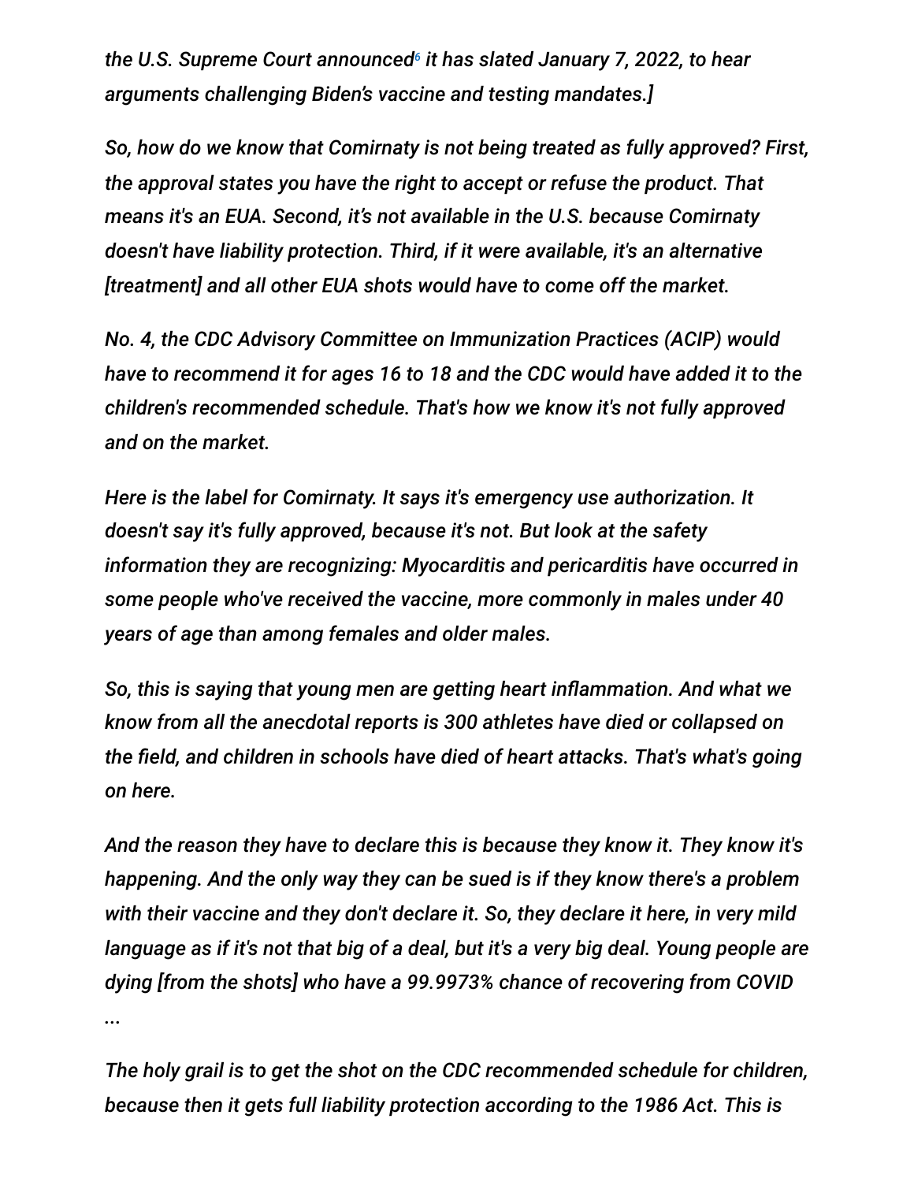*the U.S. Supreme Court announced[6] it has slated January 7, 2022, to hear arguments challenging Biden's vaccine and testing mandates.]*

*So, how do we know that Comirnaty is not being treated as fully approved? First, the approval states you have the right to accept or refuse the product. That means it's an EUA. Second, it's not available in the U.S. because Comirnaty doesn't have liability protection. Third, if it were available, it's an alternative [treatment] and all other EUA shots would have to come off the market.*

*No. 4, the CDC Advisory Committee on Immunization Practices (ACIP) would have to recommend it for ages 16 to 18 and the CDC would have added it to the children's recommended schedule. That's how we know it's not fully approved and on the market.*

*Here is the label for Comirnaty. It says it's emergency use authorization. It doesn't say it's fully approved, because it's not. But look at the safety information they are recognizing: Myocarditis and pericarditis have occurred in some people who've received the vaccine, more commonly in males under 40 years of age than among females and older males.*

*So, this is saying that young men are getting heart inflammation. And what we know from all the anecdotal reports is 300 athletes have died or collapsed on the field, and children in schools have died of heart attacks. That's what's going on here.*

*And the reason they have to declare this is because they know it. They know it's happening. And the only way they can be sued is if they know there's a problem with their vaccine and they don't declare it. So, they declare it here, in very mild language as if it's not that big of a deal, but it's a very big deal. Young people are dying [from the shots] who have a 99.9973% chance of recovering from COVID ...*

*The holy grail is to get the shot on the CDC recommended schedule for children, because then it gets full liability protection according to the 1986 Act. This is*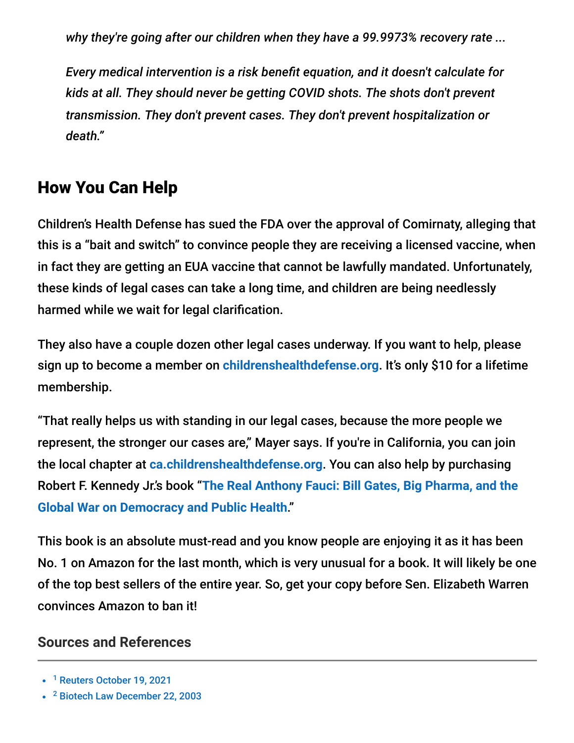*why they're going after our children when they have a 99.9973% recovery rate ...*

*Every medical intervention is a risk benefit equation, and it doesn't calculate for kids at all. They should never be getting COVID shots. The shots don't prevent transmission. They don't prevent cases. They don't prevent hospitalization or death."*

## How You Can Help

Children's Health Defense has sued the FDA over the approval of Comirnaty, alleging that this is a "bait and switch" to convince people they are receiving a licensed vaccine, when in fact they are getting an EUA vaccine that cannot be lawfully mandated. Unfortunately, these kinds of legal cases can take a long time, and children are being needlessly harmed while we wait for legal clarification.

They also have a couple dozen other legal cases underway. If you want to help, please sign up to become a member on **childrenshealthdefense.org**. It's only $10 for a lifetime membership.

"That really helps us with standing in our legal cases, because the more people we represent, the stronger our cases are," Mayer says. If you're in California, you can join the local chapter at **ca.childrenshealthdefense.org**. You can also help by purchasing Robert F. Kennedy Jr.'s book "**The Real Anthony Fauci: Bill Gates, Big Pharma, and the Global War on Democracy and Public Health**."

This book is an absolute must-read and you know people are enjoying it as it has been No. 1 on Amazon for the last month, which is very unusual for a book. It will likely be one of the top best sellers of the entire year. So, get your copy before Sen. Elizabeth Warren convinces Amazon to ban it!

### Sources and References

- [1] Reuters October 19, 2021
- [2] Biotech Law December 22, 2003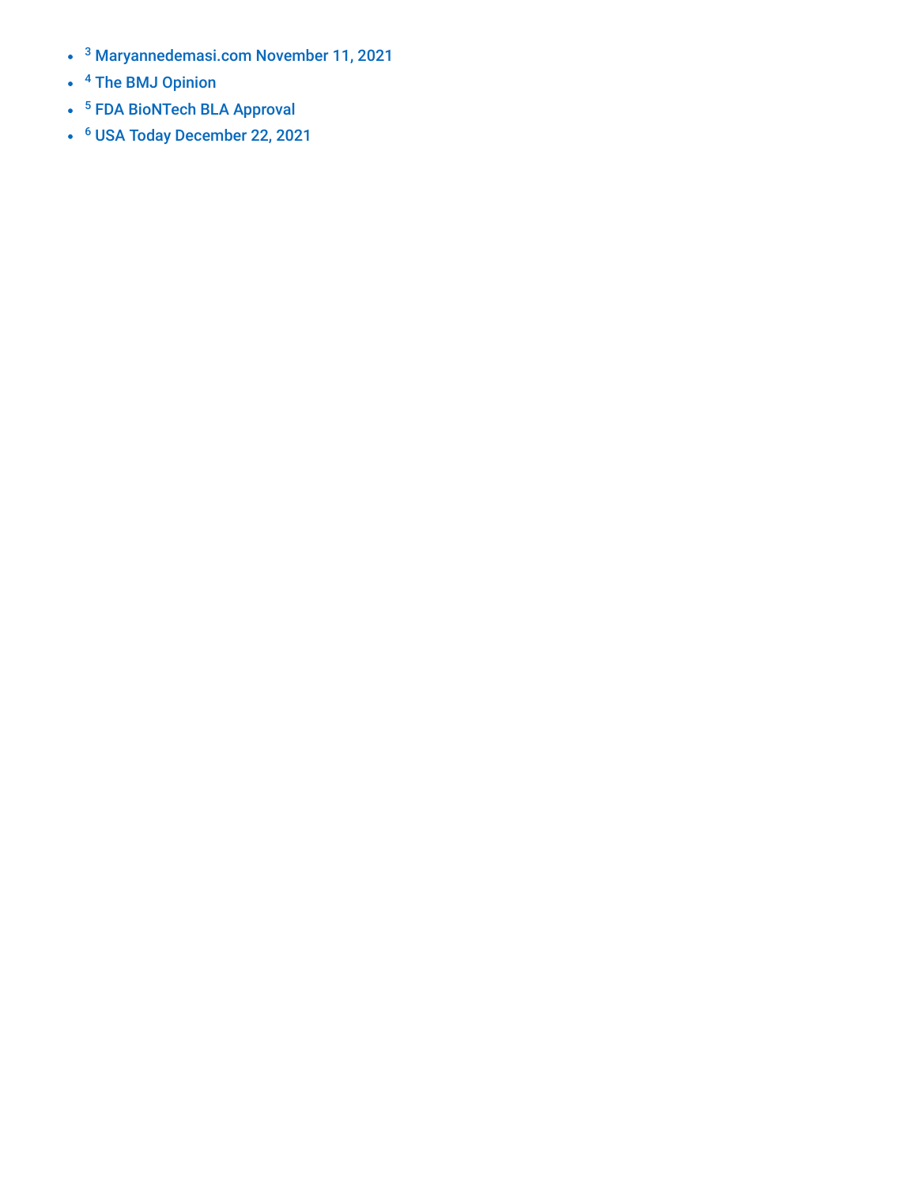- [3] Maryannedemasi.com November 11, 2021
- [4] The BMJ Opinion
- [5] FDA BioNTech BLA Approval
- [6] USA Today December 22, 2021